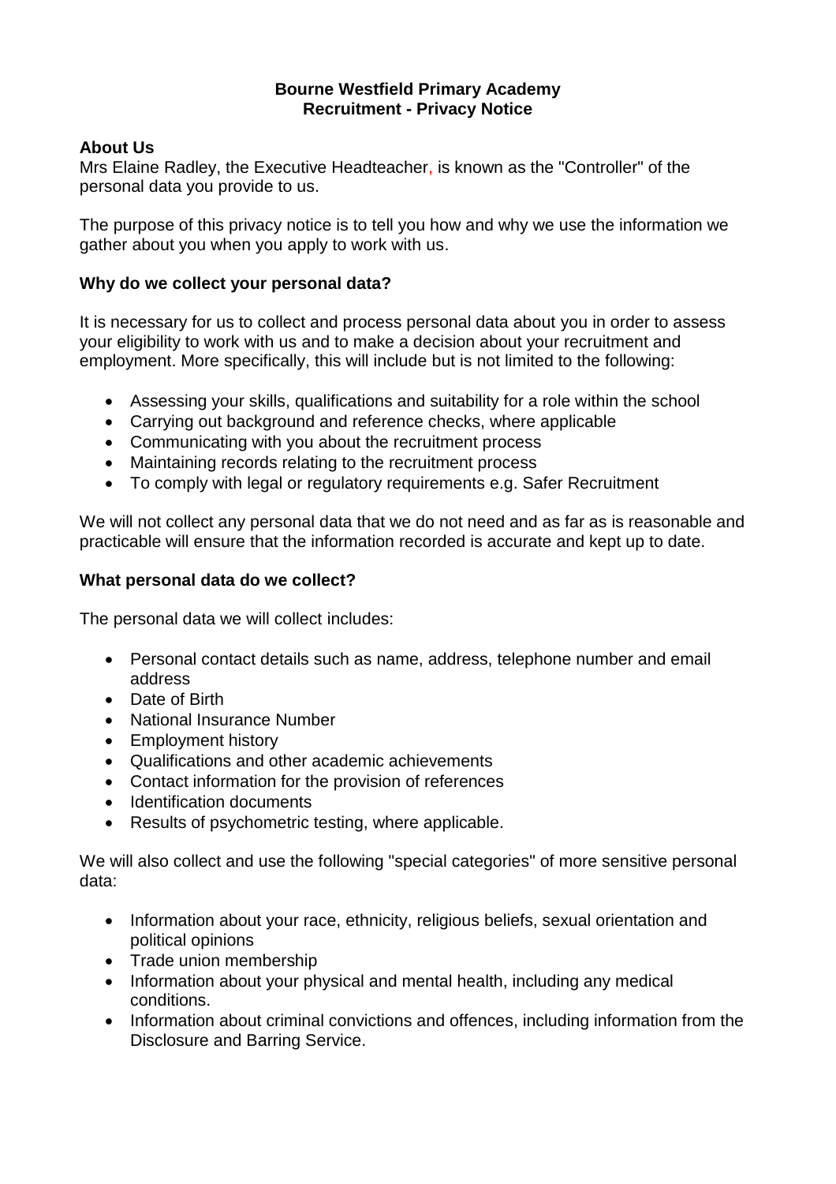# Bourne Westfield Primary Academy
## Recruitment - Privacy Notice

**About Us**

Mrs Elaine Radley, the Executive Headteacher, is known as the "Controller" of the personal data you provide to us.

The purpose of this privacy notice is to tell you how and why we use the information we gather about you when you apply to work with us.

**Why do we collect your personal data?**

It is necessary for us to collect and process personal data about you in order to assess your eligibility to work with us and to make a decision about your recruitment and employment. More specifically, this will include but is not limited to the following:

- Assessing your skills, qualifications and suitability for a role within the school
- Carrying out background and reference checks, where applicable
- Communicating with you about the recruitment process
- Maintaining records relating to the recruitment process
- To comply with legal or regulatory requirements e.g. Safer Recruitment

We will not collect any personal data that we do not need and as far as is reasonable and practicable will ensure that the information recorded is accurate and kept up to date.

**What personal data do we collect?**

The personal data we will collect includes:

- Personal contact details such as name, address, telephone number and email address
- Date of Birth
- National Insurance Number
- Employment history
- Qualifications and other academic achievements
- Contact information for the provision of references
- Identification documents
- Results of psychometric testing, where applicable.

We will also collect and use the following "special categories" of more sensitive personal data:

- Information about your race, ethnicity, religious beliefs, sexual orientation and political opinions
- Trade union membership
- Information about your physical and mental health, including any medical conditions.
- Information about criminal convictions and offences, including information from the Disclosure and Barring Service.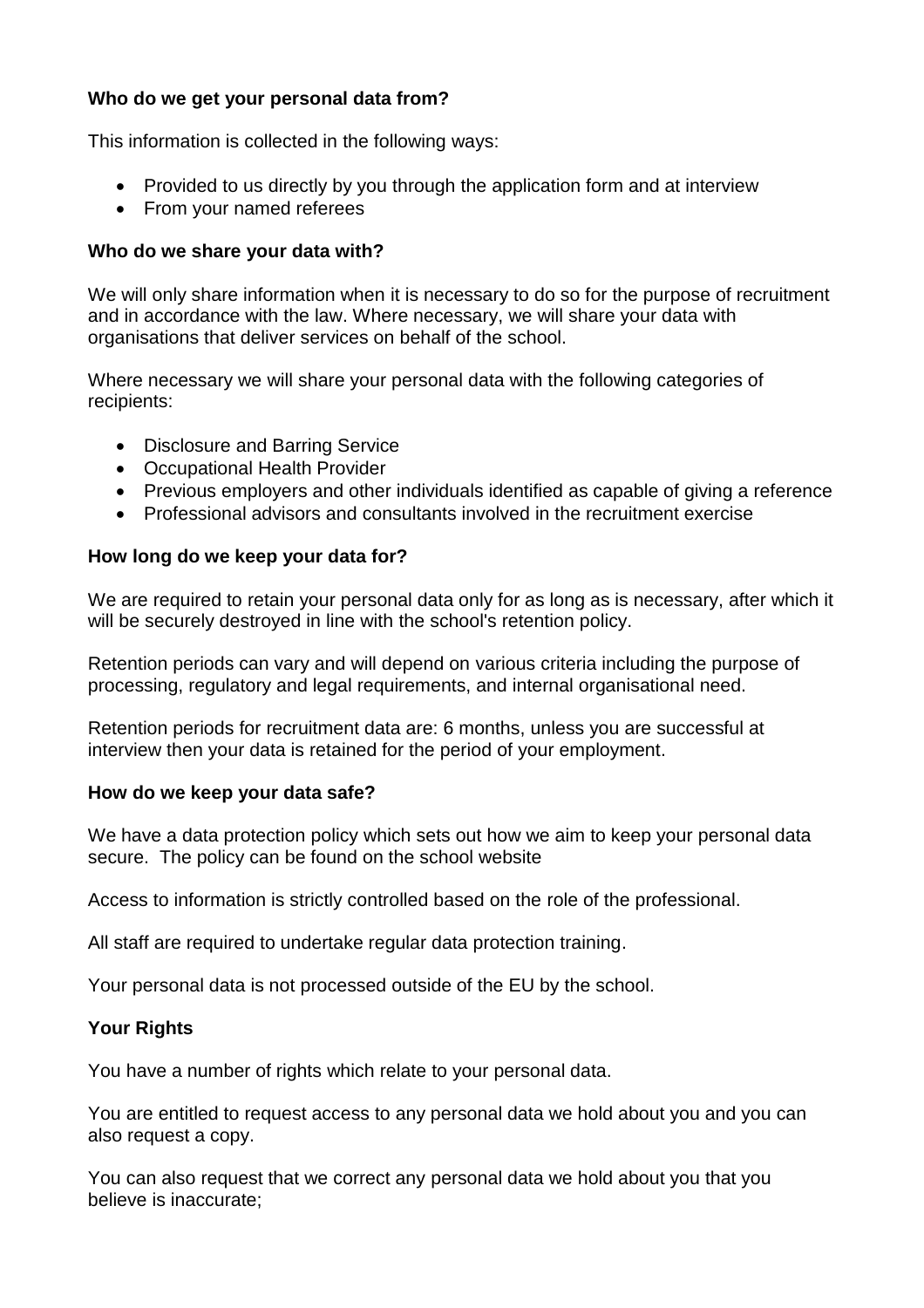**Who do we get your personal data from?**

This information is collected in the following ways:

- Provided to us directly by you through the application form and at interview
- From your named referees

**Who do we share your data with?**

We will only share information when it is necessary to do so for the purpose of recruitment and in accordance with the law. Where necessary, we will share your data with organisations that deliver services on behalf of the school.

Where necessary we will share your personal data with the following categories of recipients:

- Disclosure and Barring Service
- Occupational Health Provider
- Previous employers and other individuals identified as capable of giving a reference
- Professional advisors and consultants involved in the recruitment exercise

**How long do we keep your data for?**

We are required to retain your personal data only for as long as is necessary, after which it will be securely destroyed in line with the school's retention policy.

Retention periods can vary and will depend on various criteria including the purpose of processing, regulatory and legal requirements, and internal organisational need.

Retention periods for recruitment data are: 6 months, unless you are successful at interview then your data is retained for the period of your employment.

**How do we keep your data safe?**

We have a data protection policy which sets out how we aim to keep your personal data secure. The policy can be found on the school website

Access to information is strictly controlled based on the role of the professional.

All staff are required to undertake regular data protection training.

Your personal data is not processed outside of the EU by the school.

**Your Rights**

You have a number of rights which relate to your personal data.

You are entitled to request access to any personal data we hold about you and you can also request a copy.

You can also request that we correct any personal data we hold about you that you believe is inaccurate;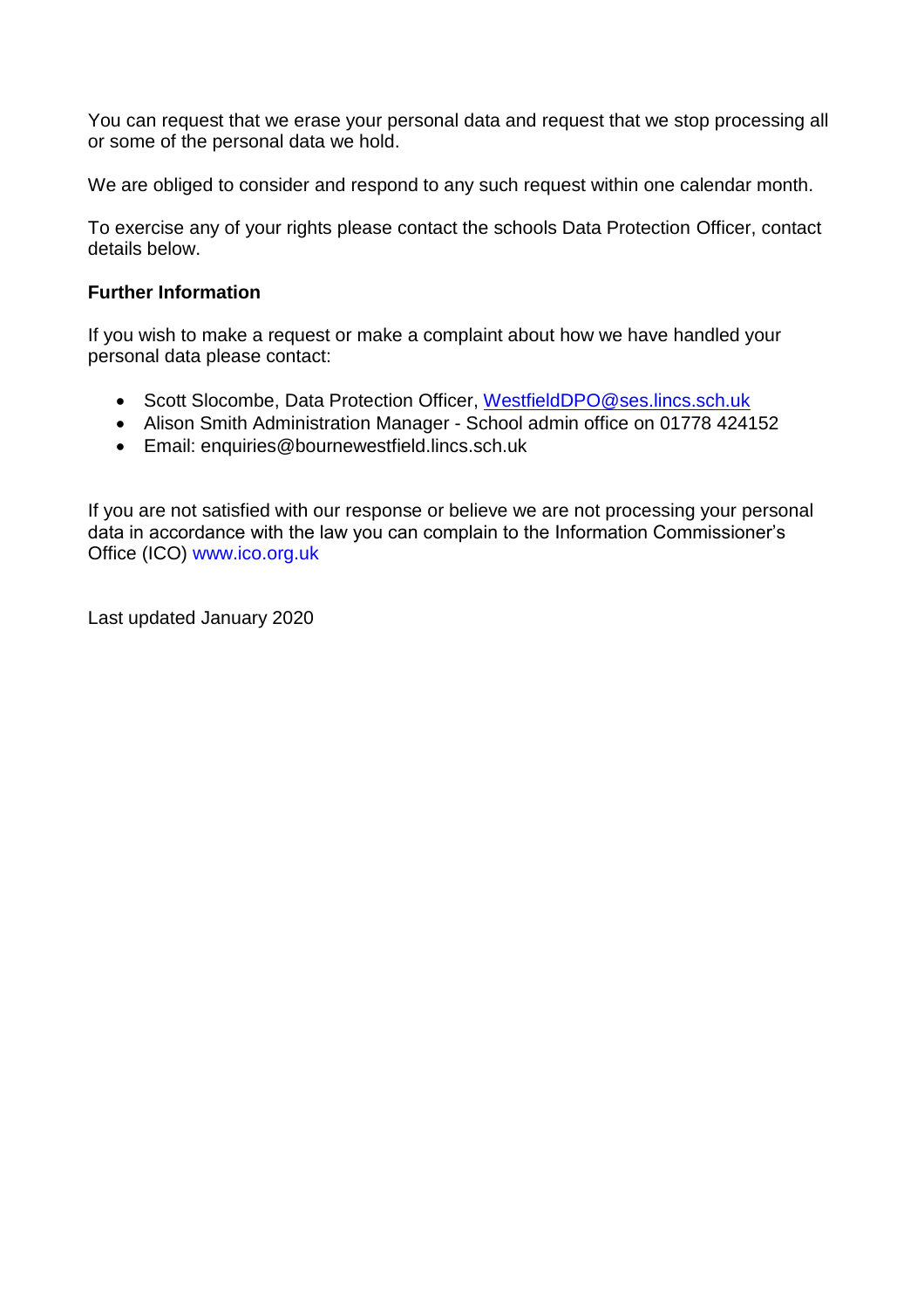You can request that we erase your personal data and request that we stop processing all or some of the personal data we hold.

We are obliged to consider and respond to any such request within one calendar month.

To exercise any of your rights please contact the schools Data Protection Officer, contact details below.

**Further Information**

If you wish to make a request or make a complaint about how we have handled your personal data please contact:

- Scott Slocombe, Data Protection Officer, WestfieldDPO@ses.lincs.sch.uk
- Alison Smith Administration Manager - School admin office on 01778 424152
- Email: enquiries@bournewestfield.lincs.sch.uk

If you are not satisfied with our response or believe we are not processing your personal data in accordance with the law you can complain to the Information Commissioner's Office (ICO) www.ico.org.uk

Last updated January 2020